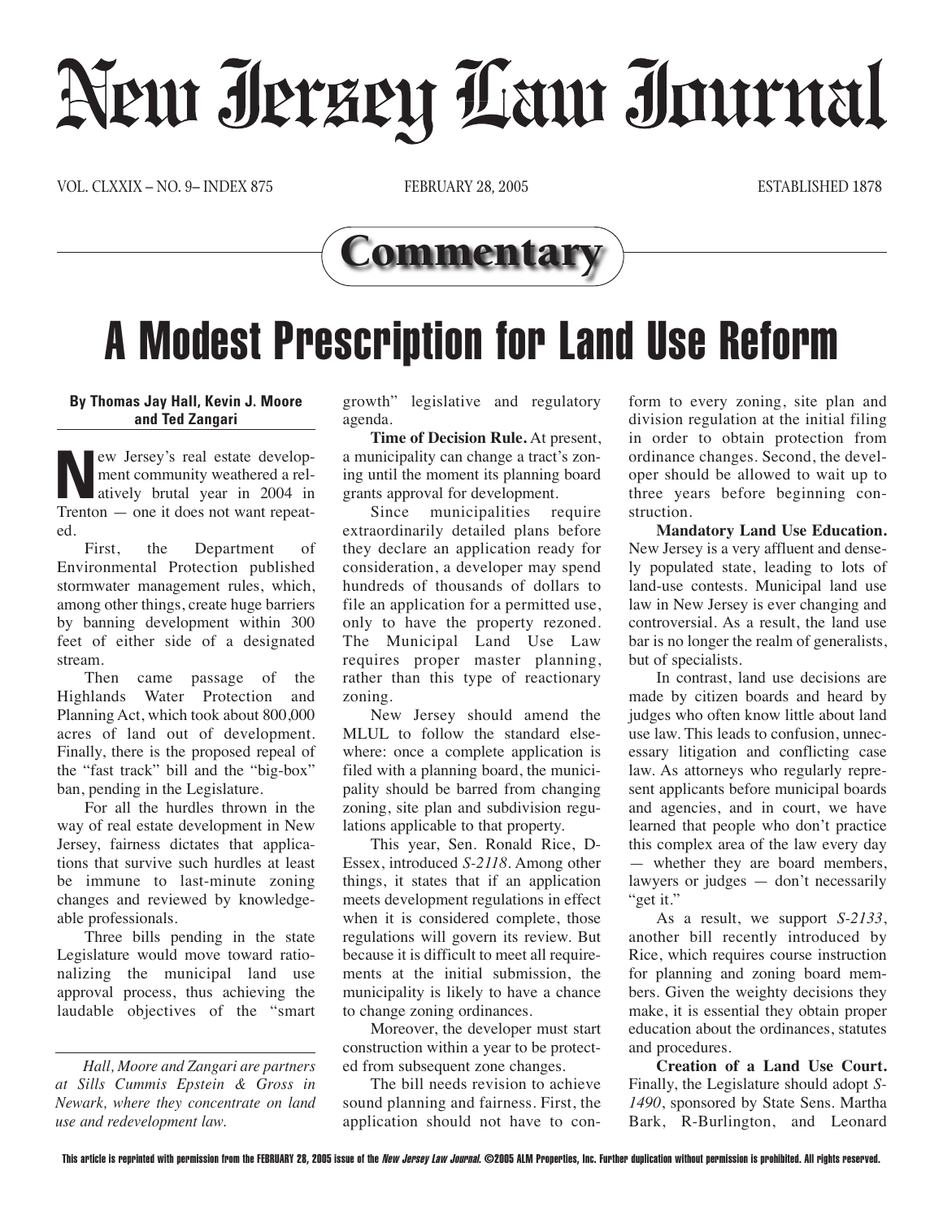# New Jersey Law Journal

VOL. CLXXIX – NO. 9– INDEX 875 FEBRUARY 28, 2005 ESTABLISHED 1878

## Commentary

# A Modest Prescription for Land Use Reform

**By Thomas Jay Hall, Kevin J. Moore and Ted Zangari**

New Jersey's real estate development community weathered a relatively brutal year in 2004 in Trenton — one it does not want repeated.

First, the Department of Environmental Protection published stormwater management rules, which, among other things, create huge barriers by banning development within 300 feet of either side of a designated stream.

Then came passage of the Highlands Water Protection and Planning Act, which took about 800,000 acres of land out of development. Finally, there is the proposed repeal of the "fast track" bill and the "big-box" ban, pending in the Legislature.

For all the hurdles thrown in the way of real estate development in New Jersey, fairness dictates that applications that survive such hurdles at least be immune to last-minute zoning changes and reviewed by knowledgeable professionals.

Three bills pending in the state Legislature would move toward rationalizing the municipal land use approval process, thus achieving the laudable objectives of the "smart growth" legislative and regulatory agenda.

*Hall, Moore and Zangari are partners at Sills Cummis Epstein & Gross in Newark, where they concentrate on land use and redevelopment law.*

**Time of Decision Rule.** At present, a municipality can change a tract's zoning until the moment its planning board grants approval for development.

Since municipalities require extraordinarily detailed plans before they declare an application ready for consideration, a developer may spend hundreds of thousands of dollars to file an application for a permitted use, only to have the property rezoned. The Municipal Land Use Law requires proper master planning, rather than this type of reactionary zoning.

New Jersey should amend the MLUL to follow the standard elsewhere: once a complete application is filed with a planning board, the municipality should be barred from changing zoning, site plan and subdivision regulations applicable to that property.

This year, Sen. Ronald Rice, D-Essex, introduced *S-2118*. Among other things, it states that if an application meets development regulations in effect when it is considered complete, those regulations will govern its review. But because it is difficult to meet all requirements at the initial submission, the municipality is likely to have a chance to change zoning ordinances.

Moreover, the developer must start construction within a year to be protected from subsequent zone changes.

The bill needs revision to achieve sound planning and fairness. First, the application should not have to conform to every zoning, site plan and division regulation at the initial filing in order to obtain protection from ordinance changes. Second, the developer should be allowed to wait up to three years before beginning construction.

**Mandatory Land Use Education.** New Jersey is a very affluent and densely populated state, leading to lots of land-use contests. Municipal land use law in New Jersey is ever changing and controversial. As a result, the land use bar is no longer the realm of generalists, but of specialists.

In contrast, land use decisions are made by citizen boards and heard by judges who often know little about land use law. This leads to confusion, unnecessary litigation and conflicting case law. As attorneys who regularly represent applicants before municipal boards and agencies, and in court, we have learned that people who don't practice this complex area of the law every day — whether they are board members, lawyers or judges — don't necessarily "get it."

As a result, we support *S-2133*, another bill recently introduced by Rice, which requires course instruction for planning and zoning board members. Given the weighty decisions they make, it is essential they obtain proper education about the ordinances, statutes and procedures.

**Creation of a Land Use Court.** Finally, the Legislature should adopt *S-1490*, sponsored by State Sens. Martha Bark, R-Burlington, and Leonard

This article is reprinted with permission from the FEBRUARY 28, 2005 issue of the *New Jersey Law Journal*. ©2005 ALM Properties, Inc. Further duplication without permission is prohibited. All rights reserved.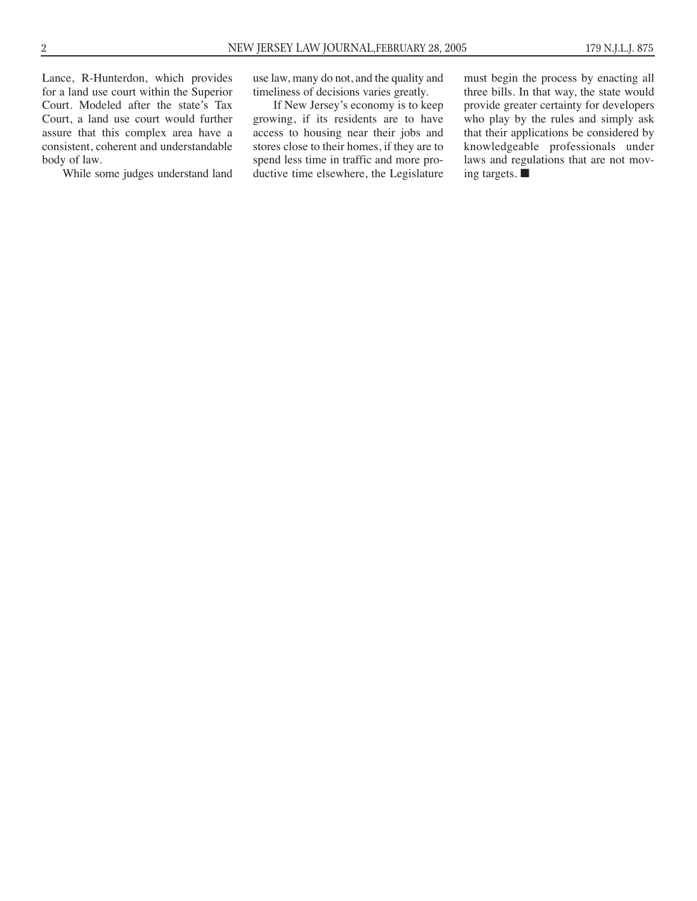Lance, R-Hunterdon, which provides for a land use court within the Superior Court. Modeled after the state's Tax Court, a land use court would further assure that this complex area have a consistent, coherent and understandable body of law.

While some judges understand land use law, many do not, and the quality and timeliness of decisions varies greatly.

If New Jersey's economy is to keep growing, if its residents are to have access to housing near their jobs and stores close to their homes, if they are to spend less time in traffic and more productive time elsewhere, the Legislature must begin the process by enacting all three bills. In that way, the state would provide greater certainty for developers who play by the rules and simply ask that their applications be considered by knowledgeable professionals under laws and regulations that are not moving targets. ■